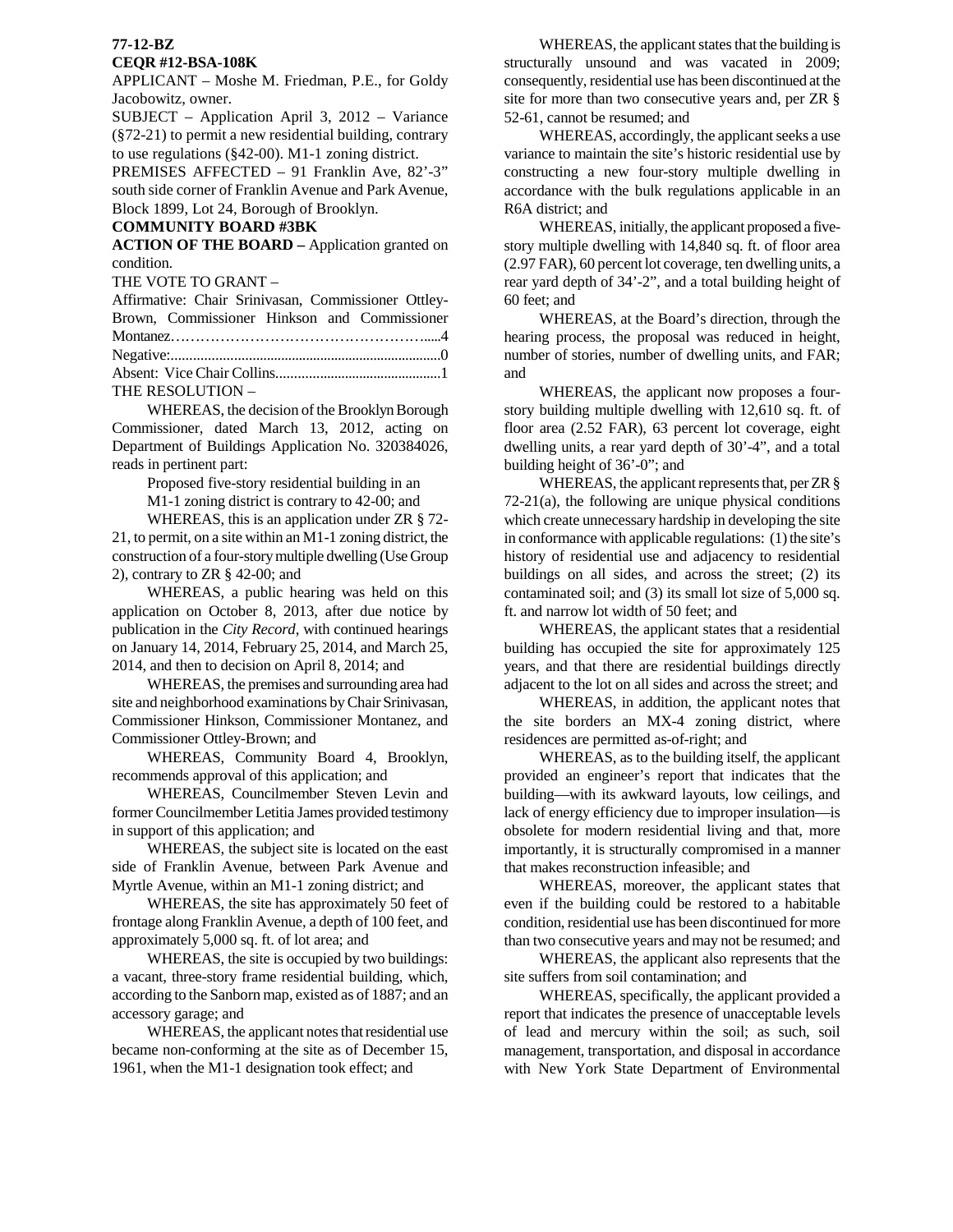**77-12-BZ**
**CEQR #12-BSA-108K**

APPLICANT – Moshe M. Friedman, P.E., for Goldy Jacobowitz, owner.

SUBJECT – Application April 3, 2012 – Variance (§72-21) to permit a new residential building, contrary to use regulations (§42-00). M1-1 zoning district.

PREMISES AFFECTED – 91 Franklin Ave, 82'-3" south side corner of Franklin Avenue and Park Avenue, Block 1899, Lot 24, Borough of Brooklyn.

**COMMUNITY BOARD #3BK**

**ACTION OF THE BOARD –** Application granted on condition.

THE VOTE TO GRANT –

Affirmative: Chair Srinivasan, Commissioner Ottley-Brown, Commissioner Hinkson and Commissioner Montanez…………………………………………......4

Negative:...........................................................................0

Absent: Vice Chair Collins..............................................1

THE RESOLUTION –

WHEREAS, the decision of the Brooklyn Borough Commissioner, dated March 13, 2012, acting on Department of Buildings Application No. 320384026, reads in pertinent part:

> Proposed five-story residential building in an M1-1 zoning district is contrary to 42-00; and

WHEREAS, this is an application under ZR § 72-21, to permit, on a site within an M1-1 zoning district, the construction of a four-story multiple dwelling (Use Group 2), contrary to ZR § 42-00; and

WHEREAS, a public hearing was held on this application on October 8, 2013, after due notice by publication in the *City Record*, with continued hearings on January 14, 2014, February 25, 2014, and March 25, 2014, and then to decision on April 8, 2014; and

WHEREAS, the premises and surrounding area had site and neighborhood examinations by Chair Srinivasan, Commissioner Hinkson, Commissioner Montanez, and Commissioner Ottley-Brown; and

WHEREAS, Community Board 4, Brooklyn, recommends approval of this application; and

WHEREAS, Councilmember Steven Levin and former Councilmember Letitia James provided testimony in support of this application; and

WHEREAS, the subject site is located on the east side of Franklin Avenue, between Park Avenue and Myrtle Avenue, within an M1-1 zoning district; and

WHEREAS, the site has approximately 50 feet of frontage along Franklin Avenue, a depth of 100 feet, and approximately 5,000 sq. ft. of lot area; and

WHEREAS, the site is occupied by two buildings: a vacant, three-story frame residential building, which, according to the Sanborn map, existed as of 1887; and an accessory garage; and

WHEREAS, the applicant notes that residential use became non-conforming at the site as of December 15, 1961, when the M1-1 designation took effect; and

WHEREAS, the applicant states that the building is structurally unsound and was vacated in 2009; consequently, residential use has been discontinued at the site for more than two consecutive years and, per ZR § 52-61, cannot be resumed; and

WHEREAS, accordingly, the applicant seeks a use variance to maintain the site's historic residential use by constructing a new four-story multiple dwelling in accordance with the bulk regulations applicable in an R6A district; and

WHEREAS, initially, the applicant proposed a five-story multiple dwelling with 14,840 sq. ft. of floor area (2.97 FAR), 60 percent lot coverage, ten dwelling units, a rear yard depth of 34'-2", and a total building height of 60 feet; and

WHEREAS, at the Board's direction, through the hearing process, the proposal was reduced in height, number of stories, number of dwelling units, and FAR; and

WHEREAS, the applicant now proposes a four-story building multiple dwelling with 12,610 sq. ft. of floor area (2.52 FAR), 63 percent lot coverage, eight dwelling units, a rear yard depth of 30'-4", and a total building height of 36'-0"; and

WHEREAS, the applicant represents that, per ZR § 72-21(a), the following are unique physical conditions which create unnecessary hardship in developing the site in conformance with applicable regulations: (1) the site's history of residential use and adjacency to residential buildings on all sides, and across the street; (2) its contaminated soil; and (3) its small lot size of 5,000 sq. ft. and narrow lot width of 50 feet; and

WHEREAS, the applicant states that a residential building has occupied the site for approximately 125 years, and that there are residential buildings directly adjacent to the lot on all sides and across the street; and

WHEREAS, in addition, the applicant notes that the site borders an MX-4 zoning district, where residences are permitted as-of-right; and

WHEREAS, as to the building itself, the applicant provided an engineer's report that indicates that the building—with its awkward layouts, low ceilings, and lack of energy efficiency due to improper insulation—is obsolete for modern residential living and that, more importantly, it is structurally compromised in a manner that makes reconstruction infeasible; and

WHEREAS, moreover, the applicant states that even if the building could be restored to a habitable condition, residential use has been discontinued for more than two consecutive years and may not be resumed; and

WHEREAS, the applicant also represents that the site suffers from soil contamination; and

WHEREAS, specifically, the applicant provided a report that indicates the presence of unacceptable levels of lead and mercury within the soil; as such, soil management, transportation, and disposal in accordance with New York State Department of Environmental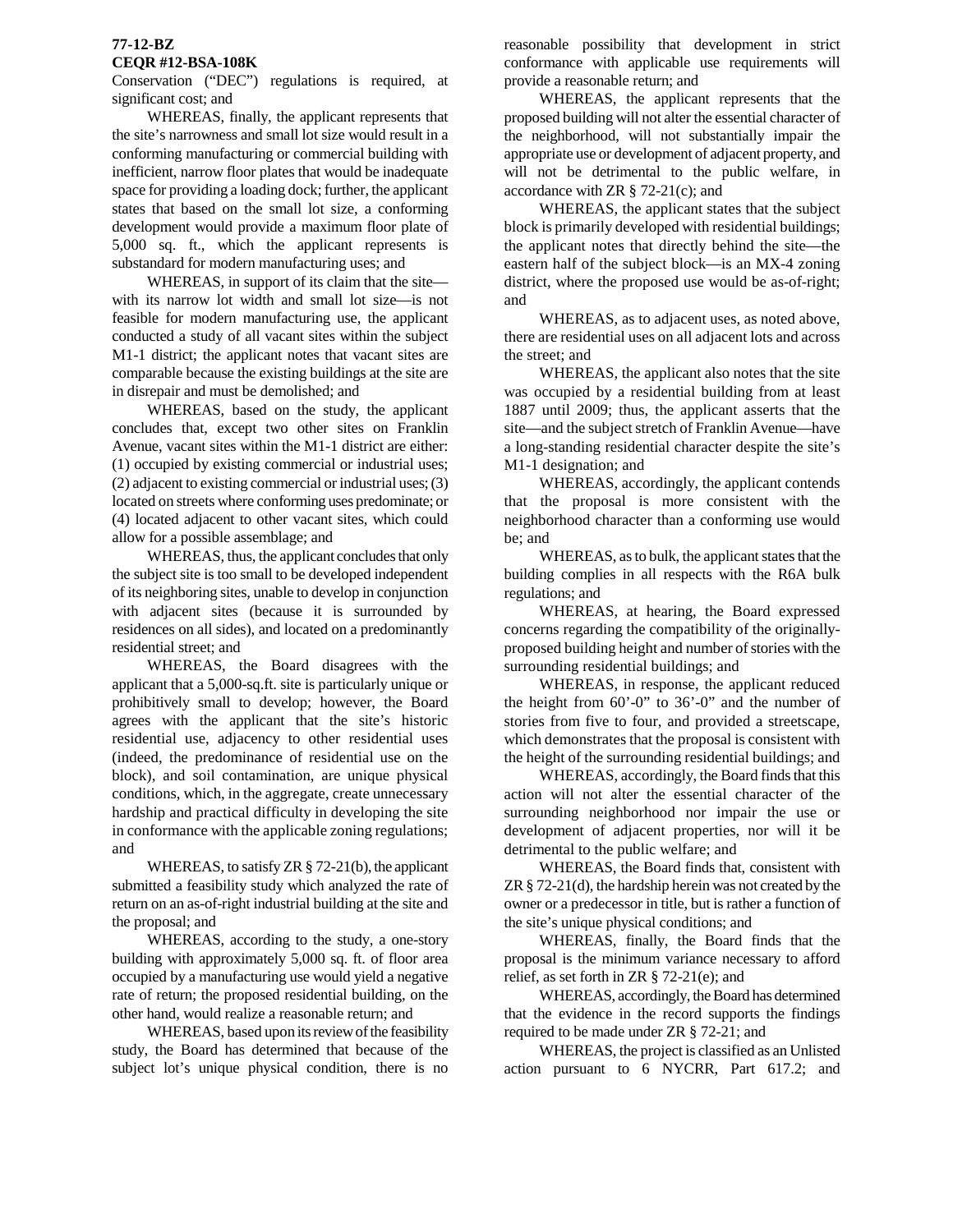**77-12-BZ**
**CEQR #12-BSA-108K**

Conservation ("DEC") regulations is required, at significant cost; and

WHEREAS, finally, the applicant represents that the site's narrowness and small lot size would result in a conforming manufacturing or commercial building with inefficient, narrow floor plates that would be inadequate space for providing a loading dock; further, the applicant states that based on the small lot size, a conforming development would provide a maximum floor plate of 5,000 sq. ft., which the applicant represents is substandard for modern manufacturing uses; and

WHEREAS, in support of its claim that the site—with its narrow lot width and small lot size—is not feasible for modern manufacturing use, the applicant conducted a study of all vacant sites within the subject M1-1 district; the applicant notes that vacant sites are comparable because the existing buildings at the site are in disrepair and must be demolished; and

WHEREAS, based on the study, the applicant concludes that, except two other sites on Franklin Avenue, vacant sites within the M1-1 district are either: (1) occupied by existing commercial or industrial uses; (2) adjacent to existing commercial or industrial uses; (3) located on streets where conforming uses predominate; or (4) located adjacent to other vacant sites, which could allow for a possible assemblage; and

WHEREAS, thus, the applicant concludes that only the subject site is too small to be developed independent of its neighboring sites, unable to develop in conjunction with adjacent sites (because it is surrounded by residences on all sides), and located on a predominantly residential street; and

WHEREAS, the Board disagrees with the applicant that a 5,000-sq.ft. site is particularly unique or prohibitively small to develop; however, the Board agrees with the applicant that the site's historic residential use, adjacency to other residential uses (indeed, the predominance of residential use on the block), and soil contamination, are unique physical conditions, which, in the aggregate, create unnecessary hardship and practical difficulty in developing the site in conformance with the applicable zoning regulations; and

WHEREAS, to satisfy ZR § 72-21(b), the applicant submitted a feasibility study which analyzed the rate of return on an as-of-right industrial building at the site and the proposal; and

WHEREAS, according to the study, a one-story building with approximately 5,000 sq. ft. of floor area occupied by a manufacturing use would yield a negative rate of return; the proposed residential building, on the other hand, would realize a reasonable return; and

WHEREAS, based upon its review of the feasibility study, the Board has determined that because of the subject lot's unique physical condition, there is no reasonable possibility that development in strict conformance with applicable use requirements will provide a reasonable return; and

WHEREAS, the applicant represents that the proposed building will not alter the essential character of the neighborhood, will not substantially impair the appropriate use or development of adjacent property, and will not be detrimental to the public welfare, in accordance with ZR § 72-21(c); and

WHEREAS, the applicant states that the subject block is primarily developed with residential buildings; the applicant notes that directly behind the site—the eastern half of the subject block—is an MX-4 zoning district, where the proposed use would be as-of-right; and

WHEREAS, as to adjacent uses, as noted above, there are residential uses on all adjacent lots and across the street; and

WHEREAS, the applicant also notes that the site was occupied by a residential building from at least 1887 until 2009; thus, the applicant asserts that the site—and the subject stretch of Franklin Avenue—have a long-standing residential character despite the site's M1-1 designation; and

WHEREAS, accordingly, the applicant contends that the proposal is more consistent with the neighborhood character than a conforming use would be; and

WHEREAS, as to bulk, the applicant states that the building complies in all respects with the R6A bulk regulations; and

WHEREAS, at hearing, the Board expressed concerns regarding the compatibility of the originally-proposed building height and number of stories with the surrounding residential buildings; and

WHEREAS, in response, the applicant reduced the height from 60'-0" to 36'-0" and the number of stories from five to four, and provided a streetscape, which demonstrates that the proposal is consistent with the height of the surrounding residential buildings; and

WHEREAS, accordingly, the Board finds that this action will not alter the essential character of the surrounding neighborhood nor impair the use or development of adjacent properties, nor will it be detrimental to the public welfare; and

WHEREAS, the Board finds that, consistent with ZR § 72-21(d), the hardship herein was not created by the owner or a predecessor in title, but is rather a function of the site's unique physical conditions; and

WHEREAS, finally, the Board finds that the proposal is the minimum variance necessary to afford relief, as set forth in ZR § 72-21(e); and

WHEREAS, accordingly, the Board has determined that the evidence in the record supports the findings required to be made under ZR § 72-21; and

WHEREAS, the project is classified as an Unlisted action pursuant to 6 NYCRR, Part 617.2; and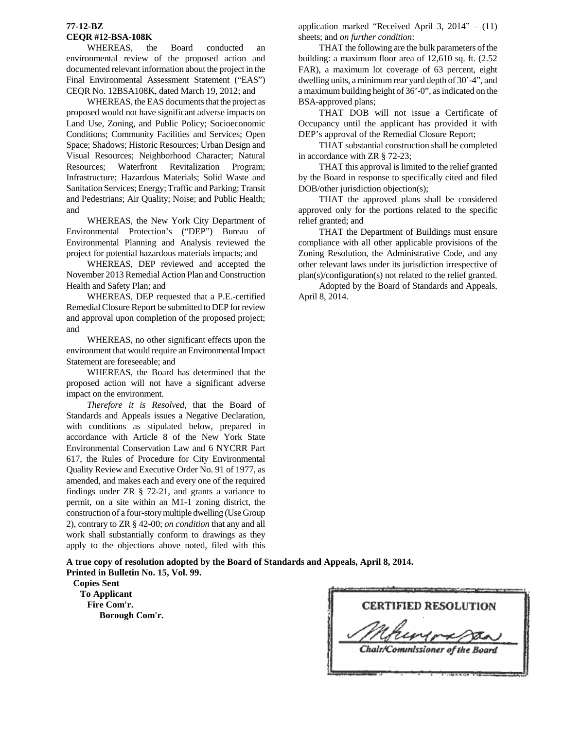**77-12-BZ**
**CEQR #12-BSA-108K**

WHEREAS, the Board conducted an environmental review of the proposed action and documented relevant information about the project in the Final Environmental Assessment Statement ("EAS") CEQR No. 12BSA108K, dated March 19, 2012; and

WHEREAS, the EAS documents that the project as proposed would not have significant adverse impacts on Land Use, Zoning, and Public Policy; Socioeconomic Conditions; Community Facilities and Services; Open Space; Shadows; Historic Resources; Urban Design and Visual Resources; Neighborhood Character; Natural Resources; Waterfront Revitalization Program; Infrastructure; Hazardous Materials; Solid Waste and Sanitation Services; Energy; Traffic and Parking; Transit and Pedestrians; Air Quality; Noise; and Public Health; and

WHEREAS, the New York City Department of Environmental Protection's ("DEP") Bureau of Environmental Planning and Analysis reviewed the project for potential hazardous materials impacts; and

WHEREAS, DEP reviewed and accepted the November 2013 Remedial Action Plan and Construction Health and Safety Plan; and

WHEREAS, DEP requested that a P.E.-certified Remedial Closure Report be submitted to DEP for review and approval upon completion of the proposed project; and

WHEREAS, no other significant effects upon the environment that would require an Environmental Impact Statement are foreseeable; and

WHEREAS, the Board has determined that the proposed action will not have a significant adverse impact on the environment.

*Therefore it is Resolved*, that the Board of Standards and Appeals issues a Negative Declaration, with conditions as stipulated below, prepared in accordance with Article 8 of the New York State Environmental Conservation Law and 6 NYCRR Part 617, the Rules of Procedure for City Environmental Quality Review and Executive Order No. 91 of 1977, as amended, and makes each and every one of the required findings under ZR § 72-21, and grants a variance to permit, on a site within an M1-1 zoning district, the construction of a four-story multiple dwelling (Use Group 2), contrary to ZR § 42-00; *on condition* that any and all work shall substantially conform to drawings as they apply to the objections above noted, filed with this application marked "Received April 3, 2014" – (11) sheets; and *on further condition*:

THAT the following are the bulk parameters of the building: a maximum floor area of 12,610 sq. ft. (2.52 FAR), a maximum lot coverage of 63 percent, eight dwelling units, a minimum rear yard depth of 30'-4", and a maximum building height of 36'-0", as indicated on the BSA-approved plans;

THAT DOB will not issue a Certificate of Occupancy until the applicant has provided it with DEP's approval of the Remedial Closure Report;

THAT substantial construction shall be completed in accordance with ZR § 72-23;

THAT this approval is limited to the relief granted by the Board in response to specifically cited and filed DOB/other jurisdiction objection(s);

THAT the approved plans shall be considered approved only for the portions related to the specific relief granted; and

THAT the Department of Buildings must ensure compliance with all other applicable provisions of the Zoning Resolution, the Administrative Code, and any other relevant laws under its jurisdiction irrespective of plan(s)/configuration(s) not related to the relief granted.

Adopted by the Board of Standards and Appeals, April 8, 2014.

**A true copy of resolution adopted by the Board of Standards and Appeals, April 8, 2014.**
**Printed in Bulletin No. 15, Vol. 99.**

**Copies Sent**
**To Applicant**
**Fire Com'r.**
**Borough Com'r.**

**CERTIFIED RESOLUTION**

*Chair/Commissioner of the Board*